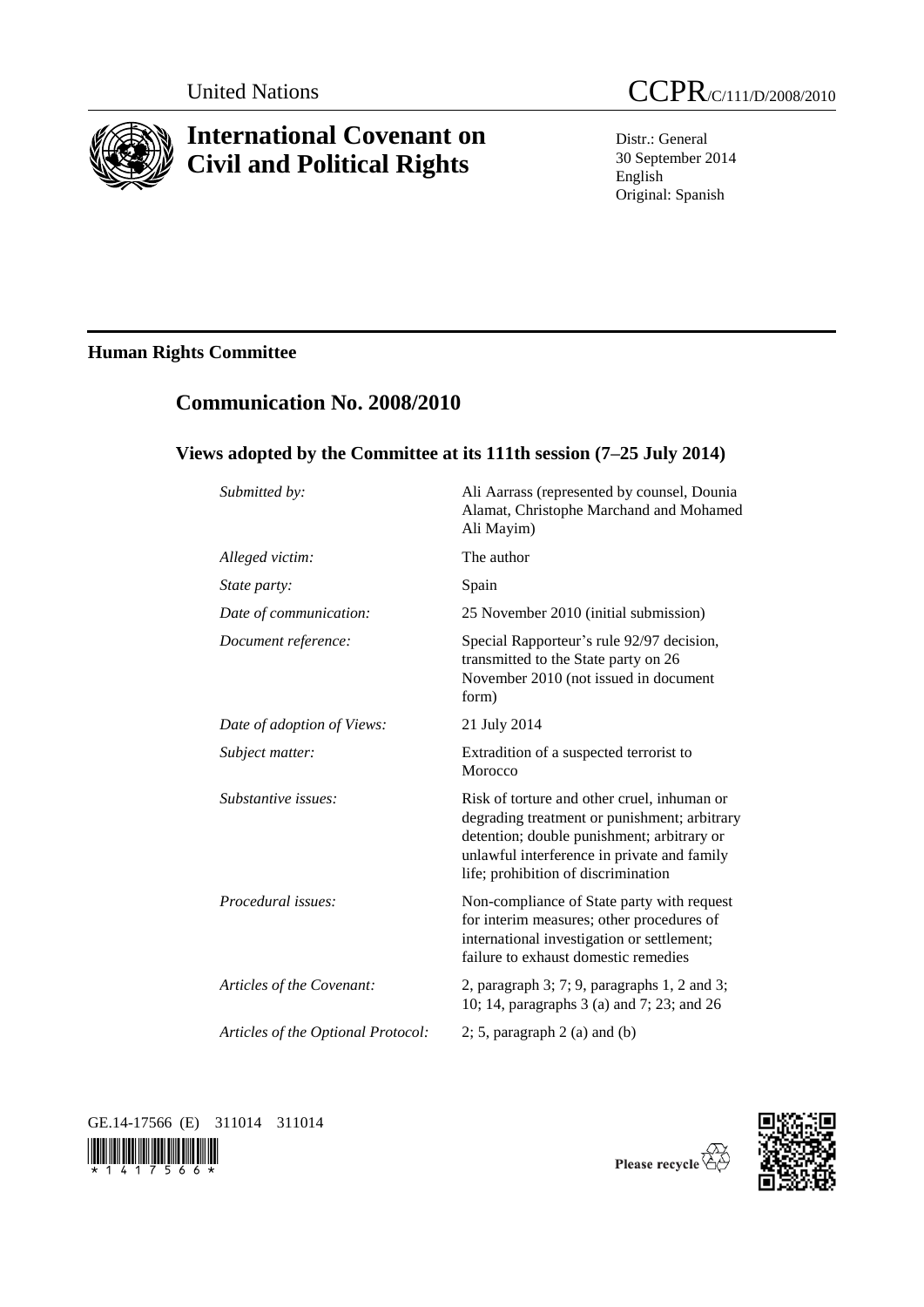United Nations

# CCPR/C/111/D/2008/2010

# International Covenant on Civil and Political Rights

Distr.: General
30 September 2014
English
Original: Spanish

## Human Rights Committee

## Communication No. 2008/2010

### Views adopted by the Committee at its 111th session (7–25 July 2014)

| | |
|---|---|
| *Submitted by:* | Ali Aarrass (represented by counsel, Dounia Alamat, Christophe Marchand and Mohamed Ali Mayim) |
| *Alleged victim:* | The author |
| *State party:* | Spain |
| *Date of communication:* | 25 November 2010 (initial submission) |
| *Document reference:* | Special Rapporteur's rule 92/97 decision, transmitted to the State party on 26 November 2010 (not issued in document form) |
| *Date of adoption of Views:* | 21 July 2014 |
| *Subject matter:* | Extradition of a suspected terrorist to Morocco |
| *Substantive issues:* | Risk of torture and other cruel, inhuman or degrading treatment or punishment; arbitrary detention; double punishment; arbitrary or unlawful interference in private and family life; prohibition of discrimination |
| *Procedural issues:* | Non-compliance of State party with request for interim measures; other procedures of international investigation or settlement; failure to exhaust domestic remedies |
| *Articles of the Covenant:* | 2, paragraph 3; 7; 9, paragraphs 1, 2 and 3; 10; 14, paragraphs 3 (a) and 7; 23; and 26 |
| *Articles of the Optional Protocol:* | 2; 5, paragraph 2 (a) and (b) |

GE.14-17566 (E) 311014 311014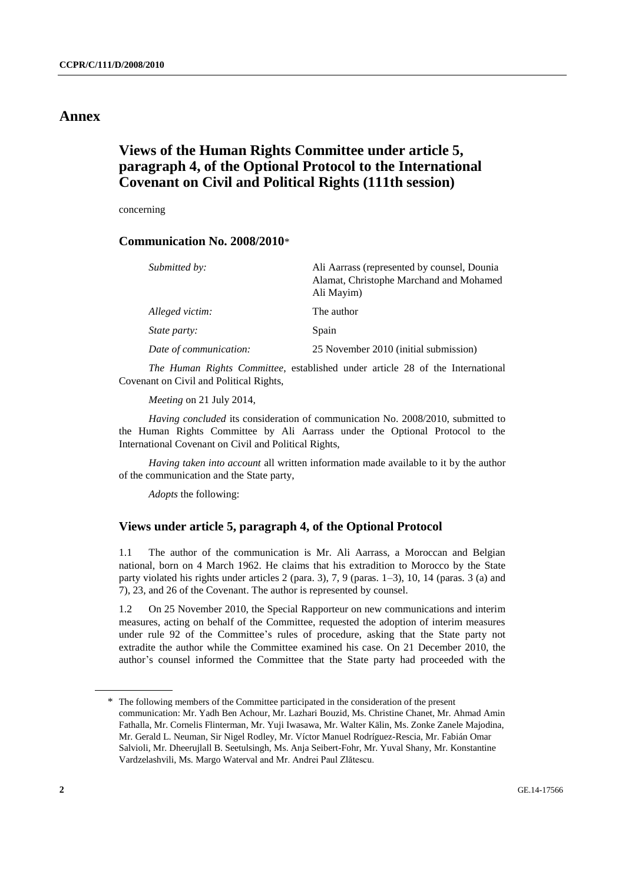# Annex

## Views of the Human Rights Committee under article 5, paragraph 4, of the Optional Protocol to the International Covenant on Civil and Political Rights (111th session)

concerning

### Communication No. 2008/2010*

| | |
|---|---|
| *Submitted by:* | Ali Aarrass (represented by counsel, Dounia Alamat, Christophe Marchand and Mohamed Ali Mayim) |
| *Alleged victim:* | The author |
| *State party:* | Spain |
| *Date of communication:* | 25 November 2010 (initial submission) |

*The Human Rights Committee*, established under article 28 of the International Covenant on Civil and Political Rights,

*Meeting* on 21 July 2014,

*Having concluded* its consideration of communication No. 2008/2010, submitted to the Human Rights Committee by Ali Aarrass under the Optional Protocol to the International Covenant on Civil and Political Rights,

*Having taken into account* all written information made available to it by the author of the communication and the State party,

*Adopts* the following:

### Views under article 5, paragraph 4, of the Optional Protocol

1.1 The author of the communication is Mr. Ali Aarrass, a Moroccan and Belgian national, born on 4 March 1962. He claims that his extradition to Morocco by the State party violated his rights under articles 2 (para. 3), 7, 9 (paras. 1–3), 10, 14 (paras. 3 (a) and 7), 23, and 26 of the Covenant. The author is represented by counsel.

1.2 On 25 November 2010, the Special Rapporteur on new communications and interim measures, acting on behalf of the Committee, requested the adoption of interim measures under rule 92 of the Committee's rules of procedure, asking that the State party not extradite the author while the Committee examined his case. On 21 December 2010, the author's counsel informed the Committee that the State party had proceeded with the

---

\* The following members of the Committee participated in the consideration of the present communication: Mr. Yadh Ben Achour, Mr. Lazhari Bouzid, Ms. Christine Chanet, Mr. Ahmad Amin Fathalla, Mr. Cornelis Flinterman, Mr. Yuji Iwasawa, Mr. Walter Kälin, Ms. Zonke Zanele Majodina, Mr. Gerald L. Neuman, Sir Nigel Rodley, Mr. Víctor Manuel Rodríguez-Rescia, Mr. Fabián Omar Salvioli, Mr. Dheerujlall B. Seetulsingh, Ms. Anja Seibert-Fohr, Mr. Yuval Shany, Mr. Konstantine Vardzelashvili, Ms. Margo Waterval and Mr. Andrei Paul Zlătescu.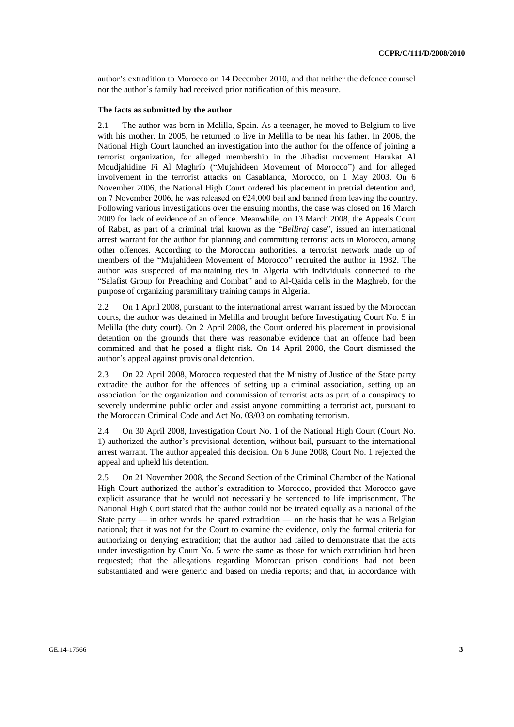author's extradition to Morocco on 14 December 2010, and that neither the defence counsel nor the author's family had received prior notification of this measure.

### The facts as submitted by the author

2.1 The author was born in Melilla, Spain. As a teenager, he moved to Belgium to live with his mother. In 2005, he returned to live in Melilla to be near his father. In 2006, the National High Court launched an investigation into the author for the offence of joining a terrorist organization, for alleged membership in the Jihadist movement Harakat Al Moudjahidine Fi Al Maghrib ("Mujahideen Movement of Morocco") and for alleged involvement in the terrorist attacks on Casablanca, Morocco, on 1 May 2003. On 6 November 2006, the National High Court ordered his placement in pretrial detention and, on 7 November 2006, he was released on €24,000 bail and banned from leaving the country. Following various investigations over the ensuing months, the case was closed on 16 March 2009 for lack of evidence of an offence. Meanwhile, on 13 March 2008, the Appeals Court of Rabat, as part of a criminal trial known as the "*Belliraj* case", issued an international arrest warrant for the author for planning and committing terrorist acts in Morocco, among other offences. According to the Moroccan authorities, a terrorist network made up of members of the "Mujahideen Movement of Morocco" recruited the author in 1982. The author was suspected of maintaining ties in Algeria with individuals connected to the "Salafist Group for Preaching and Combat" and to Al-Qaida cells in the Maghreb, for the purpose of organizing paramilitary training camps in Algeria.

2.2 On 1 April 2008, pursuant to the international arrest warrant issued by the Moroccan courts, the author was detained in Melilla and brought before Investigating Court No. 5 in Melilla (the duty court). On 2 April 2008, the Court ordered his placement in provisional detention on the grounds that there was reasonable evidence that an offence had been committed and that he posed a flight risk. On 14 April 2008, the Court dismissed the author's appeal against provisional detention.

2.3 On 22 April 2008, Morocco requested that the Ministry of Justice of the State party extradite the author for the offences of setting up a criminal association, setting up an association for the organization and commission of terrorist acts as part of a conspiracy to severely undermine public order and assist anyone committing a terrorist act, pursuant to the Moroccan Criminal Code and Act No. 03/03 on combating terrorism.

2.4 On 30 April 2008, Investigation Court No. 1 of the National High Court (Court No. 1) authorized the author's provisional detention, without bail, pursuant to the international arrest warrant. The author appealed this decision. On 6 June 2008, Court No. 1 rejected the appeal and upheld his detention.

2.5 On 21 November 2008, the Second Section of the Criminal Chamber of the National High Court authorized the author's extradition to Morocco, provided that Morocco gave explicit assurance that he would not necessarily be sentenced to life imprisonment. The National High Court stated that the author could not be treated equally as a national of the State party — in other words, be spared extradition — on the basis that he was a Belgian national; that it was not for the Court to examine the evidence, only the formal criteria for authorizing or denying extradition; that the author had failed to demonstrate that the acts under investigation by Court No. 5 were the same as those for which extradition had been requested; that the allegations regarding Moroccan prison conditions had not been substantiated and were generic and based on media reports; and that, in accordance with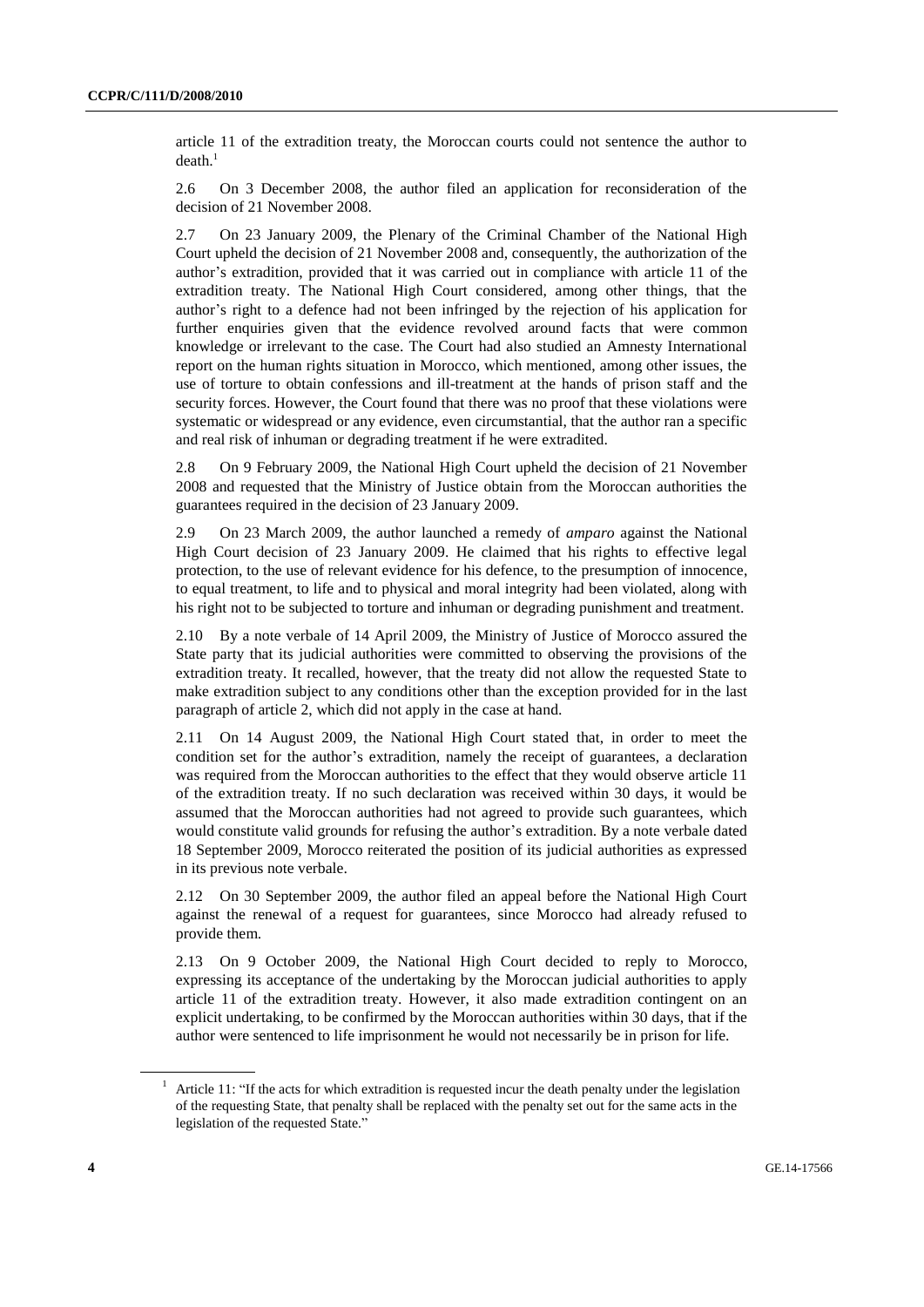article 11 of the extradition treaty, the Moroccan courts could not sentence the author to death.[1]

2.6 On 3 December 2008, the author filed an application for reconsideration of the decision of 21 November 2008.

2.7 On 23 January 2009, the Plenary of the Criminal Chamber of the National High Court upheld the decision of 21 November 2008 and, consequently, the authorization of the author's extradition, provided that it was carried out in compliance with article 11 of the extradition treaty. The National High Court considered, among other things, that the author's right to a defence had not been infringed by the rejection of his application for further enquiries given that the evidence revolved around facts that were common knowledge or irrelevant to the case. The Court had also studied an Amnesty International report on the human rights situation in Morocco, which mentioned, among other issues, the use of torture to obtain confessions and ill-treatment at the hands of prison staff and the security forces. However, the Court found that there was no proof that these violations were systematic or widespread or any evidence, even circumstantial, that the author ran a specific and real risk of inhuman or degrading treatment if he were extradited.

2.8 On 9 February 2009, the National High Court upheld the decision of 21 November 2008 and requested that the Ministry of Justice obtain from the Moroccan authorities the guarantees required in the decision of 23 January 2009.

2.9 On 23 March 2009, the author launched a remedy of *amparo* against the National High Court decision of 23 January 2009. He claimed that his rights to effective legal protection, to the use of relevant evidence for his defence, to the presumption of innocence, to equal treatment, to life and to physical and moral integrity had been violated, along with his right not to be subjected to torture and inhuman or degrading punishment and treatment.

2.10 By a note verbale of 14 April 2009, the Ministry of Justice of Morocco assured the State party that its judicial authorities were committed to observing the provisions of the extradition treaty. It recalled, however, that the treaty did not allow the requested State to make extradition subject to any conditions other than the exception provided for in the last paragraph of article 2, which did not apply in the case at hand.

2.11 On 14 August 2009, the National High Court stated that, in order to meet the condition set for the author's extradition, namely the receipt of guarantees, a declaration was required from the Moroccan authorities to the effect that they would observe article 11 of the extradition treaty. If no such declaration was received within 30 days, it would be assumed that the Moroccan authorities had not agreed to provide such guarantees, which would constitute valid grounds for refusing the author's extradition. By a note verbale dated 18 September 2009, Morocco reiterated the position of its judicial authorities as expressed in its previous note verbale.

2.12 On 30 September 2009, the author filed an appeal before the National High Court against the renewal of a request for guarantees, since Morocco had already refused to provide them.

2.13 On 9 October 2009, the National High Court decided to reply to Morocco, expressing its acceptance of the undertaking by the Moroccan judicial authorities to apply article 11 of the extradition treaty. However, it also made extradition contingent on an explicit undertaking, to be confirmed by the Moroccan authorities within 30 days, that if the author were sentenced to life imprisonment he would not necessarily be in prison for life.

---

[1] Article 11: "If the acts for which extradition is requested incur the death penalty under the legislation of the requesting State, that penalty shall be replaced with the penalty set out for the same acts in the legislation of the requested State."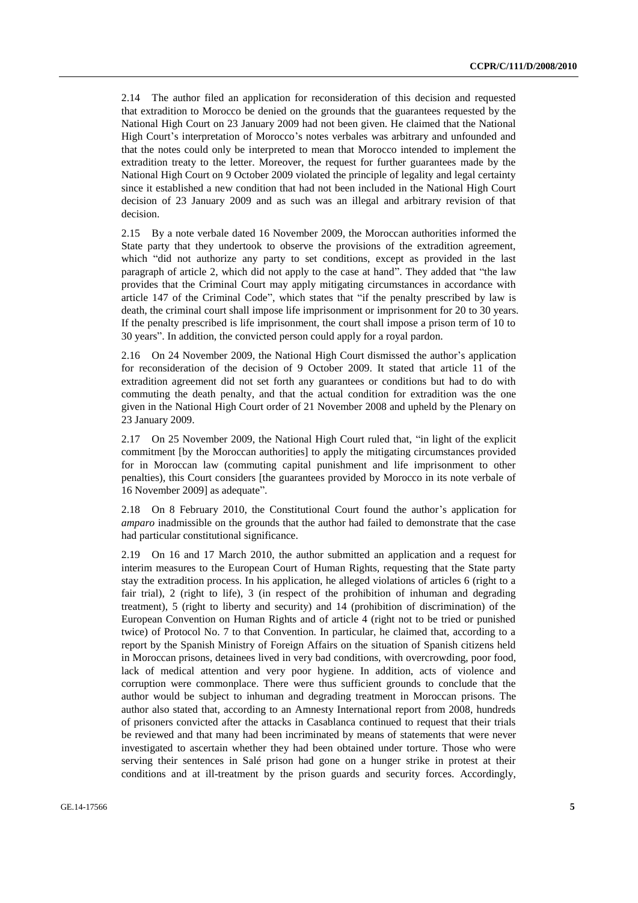2.14 The author filed an application for reconsideration of this decision and requested that extradition to Morocco be denied on the grounds that the guarantees requested by the National High Court on 23 January 2009 had not been given. He claimed that the National High Court's interpretation of Morocco's notes verbales was arbitrary and unfounded and that the notes could only be interpreted to mean that Morocco intended to implement the extradition treaty to the letter. Moreover, the request for further guarantees made by the National High Court on 9 October 2009 violated the principle of legality and legal certainty since it established a new condition that had not been included in the National High Court decision of 23 January 2009 and as such was an illegal and arbitrary revision of that decision.

2.15 By a note verbale dated 16 November 2009, the Moroccan authorities informed the State party that they undertook to observe the provisions of the extradition agreement, which "did not authorize any party to set conditions, except as provided in the last paragraph of article 2, which did not apply to the case at hand". They added that "the law provides that the Criminal Court may apply mitigating circumstances in accordance with article 147 of the Criminal Code", which states that "if the penalty prescribed by law is death, the criminal court shall impose life imprisonment or imprisonment for 20 to 30 years. If the penalty prescribed is life imprisonment, the court shall impose a prison term of 10 to 30 years". In addition, the convicted person could apply for a royal pardon.

2.16 On 24 November 2009, the National High Court dismissed the author's application for reconsideration of the decision of 9 October 2009. It stated that article 11 of the extradition agreement did not set forth any guarantees or conditions but had to do with commuting the death penalty, and that the actual condition for extradition was the one given in the National High Court order of 21 November 2008 and upheld by the Plenary on 23 January 2009.

2.17 On 25 November 2009, the National High Court ruled that, "in light of the explicit commitment [by the Moroccan authorities] to apply the mitigating circumstances provided for in Moroccan law (commuting capital punishment and life imprisonment to other penalties), this Court considers [the guarantees provided by Morocco in its note verbale of 16 November 2009] as adequate".

2.18 On 8 February 2010, the Constitutional Court found the author's application for *amparo* inadmissible on the grounds that the author had failed to demonstrate that the case had particular constitutional significance.

2.19 On 16 and 17 March 2010, the author submitted an application and a request for interim measures to the European Court of Human Rights, requesting that the State party stay the extradition process. In his application, he alleged violations of articles 6 (right to a fair trial), 2 (right to life), 3 (in respect of the prohibition of inhuman and degrading treatment), 5 (right to liberty and security) and 14 (prohibition of discrimination) of the European Convention on Human Rights and of article 4 (right not to be tried or punished twice) of Protocol No. 7 to that Convention. In particular, he claimed that, according to a report by the Spanish Ministry of Foreign Affairs on the situation of Spanish citizens held in Moroccan prisons, detainees lived in very bad conditions, with overcrowding, poor food, lack of medical attention and very poor hygiene. In addition, acts of violence and corruption were commonplace. There were thus sufficient grounds to conclude that the author would be subject to inhuman and degrading treatment in Moroccan prisons. The author also stated that, according to an Amnesty International report from 2008, hundreds of prisoners convicted after the attacks in Casablanca continued to request that their trials be reviewed and that many had been incriminated by means of statements that were never investigated to ascertain whether they had been obtained under torture. Those who were serving their sentences in Salé prison had gone on a hunger strike in protest at their conditions and at ill-treatment by the prison guards and security forces. Accordingly,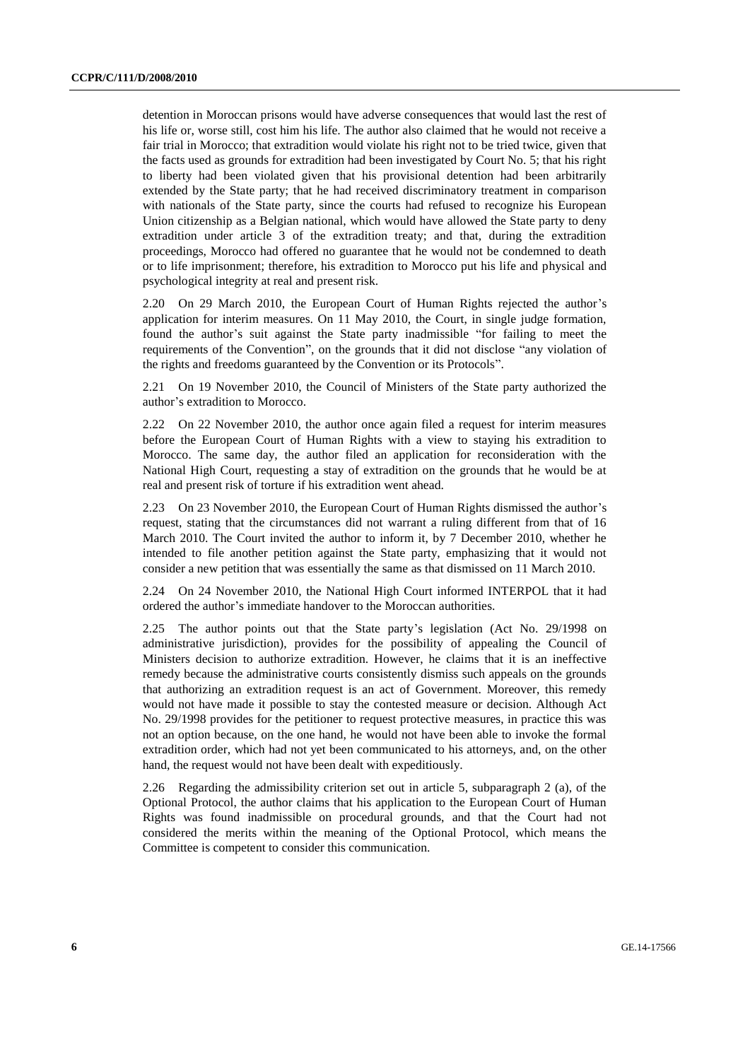detention in Moroccan prisons would have adverse consequences that would last the rest of his life or, worse still, cost him his life. The author also claimed that he would not receive a fair trial in Morocco; that extradition would violate his right not to be tried twice, given that the facts used as grounds for extradition had been investigated by Court No. 5; that his right to liberty had been violated given that his provisional detention had been arbitrarily extended by the State party; that he had received discriminatory treatment in comparison with nationals of the State party, since the courts had refused to recognize his European Union citizenship as a Belgian national, which would have allowed the State party to deny extradition under article 3 of the extradition treaty; and that, during the extradition proceedings, Morocco had offered no guarantee that he would not be condemned to death or to life imprisonment; therefore, his extradition to Morocco put his life and physical and psychological integrity at real and present risk.

2.20 On 29 March 2010, the European Court of Human Rights rejected the author's application for interim measures. On 11 May 2010, the Court, in single judge formation, found the author's suit against the State party inadmissible "for failing to meet the requirements of the Convention", on the grounds that it did not disclose "any violation of the rights and freedoms guaranteed by the Convention or its Protocols".

2.21 On 19 November 2010, the Council of Ministers of the State party authorized the author's extradition to Morocco.

2.22 On 22 November 2010, the author once again filed a request for interim measures before the European Court of Human Rights with a view to staying his extradition to Morocco. The same day, the author filed an application for reconsideration with the National High Court, requesting a stay of extradition on the grounds that he would be at real and present risk of torture if his extradition went ahead.

2.23 On 23 November 2010, the European Court of Human Rights dismissed the author's request, stating that the circumstances did not warrant a ruling different from that of 16 March 2010. The Court invited the author to inform it, by 7 December 2010, whether he intended to file another petition against the State party, emphasizing that it would not consider a new petition that was essentially the same as that dismissed on 11 March 2010.

2.24 On 24 November 2010, the National High Court informed INTERPOL that it had ordered the author's immediate handover to the Moroccan authorities.

2.25 The author points out that the State party's legislation (Act No. 29/1998 on administrative jurisdiction), provides for the possibility of appealing the Council of Ministers decision to authorize extradition. However, he claims that it is an ineffective remedy because the administrative courts consistently dismiss such appeals on the grounds that authorizing an extradition request is an act of Government. Moreover, this remedy would not have made it possible to stay the contested measure or decision. Although Act No. 29/1998 provides for the petitioner to request protective measures, in practice this was not an option because, on the one hand, he would not have been able to invoke the formal extradition order, which had not yet been communicated to his attorneys, and, on the other hand, the request would not have been dealt with expeditiously.

2.26 Regarding the admissibility criterion set out in article 5, subparagraph 2 (a), of the Optional Protocol, the author claims that his application to the European Court of Human Rights was found inadmissible on procedural grounds, and that the Court had not considered the merits within the meaning of the Optional Protocol, which means the Committee is competent to consider this communication.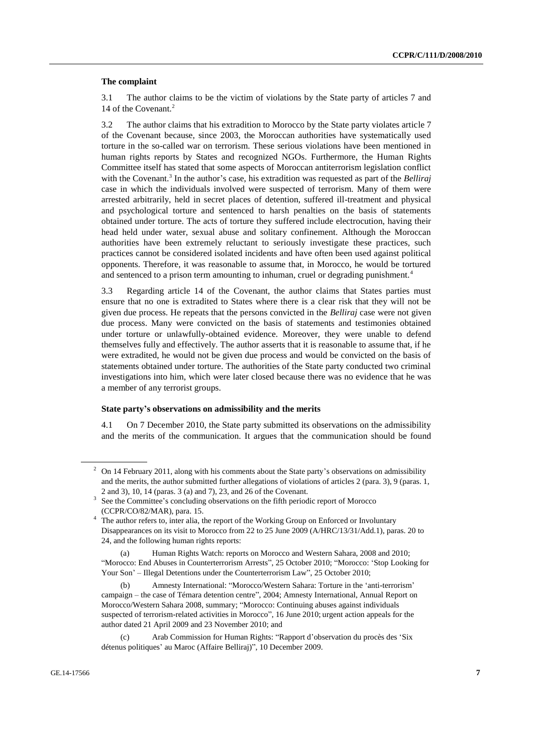### The complaint

3.1 The author claims to be the victim of violations by the State party of articles 7 and 14 of the Covenant.[2]

3.2 The author claims that his extradition to Morocco by the State party violates article 7 of the Covenant because, since 2003, the Moroccan authorities have systematically used torture in the so-called war on terrorism. These serious violations have been mentioned in human rights reports by States and recognized NGOs. Furthermore, the Human Rights Committee itself has stated that some aspects of Moroccan antiterrorism legislation conflict with the Covenant.[3] In the author's case, his extradition was requested as part of the *Belliraj* case in which the individuals involved were suspected of terrorism. Many of them were arrested arbitrarily, held in secret places of detention, suffered ill-treatment and physical and psychological torture and sentenced to harsh penalties on the basis of statements obtained under torture. The acts of torture they suffered include electrocution, having their head held under water, sexual abuse and solitary confinement. Although the Moroccan authorities have been extremely reluctant to seriously investigate these practices, such practices cannot be considered isolated incidents and have often been used against political opponents. Therefore, it was reasonable to assume that, in Morocco, he would be tortured and sentenced to a prison term amounting to inhuman, cruel or degrading punishment.[4]

3.3 Regarding article 14 of the Covenant, the author claims that States parties must ensure that no one is extradited to States where there is a clear risk that they will not be given due process. He repeats that the persons convicted in the *Belliraj* case were not given due process. Many were convicted on the basis of statements and testimonies obtained under torture or unlawfully-obtained evidence. Moreover, they were unable to defend themselves fully and effectively. The author asserts that it is reasonable to assume that, if he were extradited, he would not be given due process and would be convicted on the basis of statements obtained under torture. The authorities of the State party conducted two criminal investigations into him, which were later closed because there was no evidence that he was a member of any terrorist groups.

### State party's observations on admissibility and the merits

4.1 On 7 December 2010, the State party submitted its observations on the admissibility and the merits of the communication. It argues that the communication should be found

---

[2] On 14 February 2011, along with his comments about the State party's observations on admissibility and the merits, the author submitted further allegations of violations of articles 2 (para. 3), 9 (paras. 1, 2 and 3), 10, 14 (paras. 3 (a) and 7), 23, and 26 of the Covenant.

[3] See the Committee's concluding observations on the fifth periodic report of Morocco (CCPR/CO/82/MAR), para. 15.

[4] The author refers to, inter alia, the report of the Working Group on Enforced or Involuntary Disappearances on its visit to Morocco from 22 to 25 June 2009 (A/HRC/13/31/Add.1), paras. 20 to 24, and the following human rights reports:

(a) Human Rights Watch: reports on Morocco and Western Sahara, 2008 and 2010; "Morocco: End Abuses in Counterterrorism Arrests", 25 October 2010; "Morocco: 'Stop Looking for Your Son' – Illegal Detentions under the Counterterrorism Law", 25 October 2010;

(b) Amnesty International: "Morocco/Western Sahara: Torture in the 'anti-terrorism' campaign – the case of Témara detention centre", 2004; Amnesty International, Annual Report on Morocco/Western Sahara 2008, summary; "Morocco: Continuing abuses against individuals suspected of terrorism-related activities in Morocco", 16 June 2010; urgent action appeals for the author dated 21 April 2009 and 23 November 2010; and

(c) Arab Commission for Human Rights: "Rapport d'observation du procès des 'Six détenus politiques' au Maroc (Affaire Belliraj)", 10 December 2009.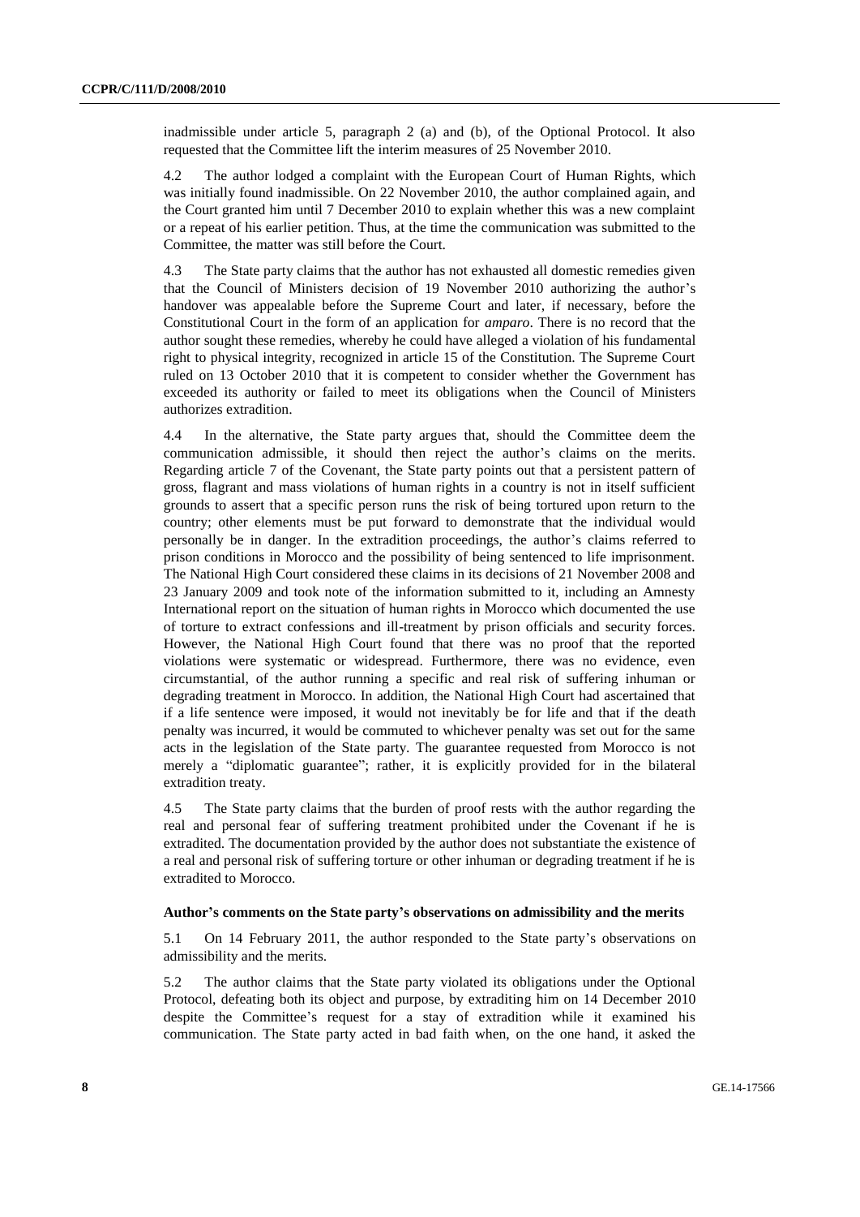inadmissible under article 5, paragraph 2 (a) and (b), of the Optional Protocol. It also requested that the Committee lift the interim measures of 25 November 2010.

4.2 The author lodged a complaint with the European Court of Human Rights, which was initially found inadmissible. On 22 November 2010, the author complained again, and the Court granted him until 7 December 2010 to explain whether this was a new complaint or a repeat of his earlier petition. Thus, at the time the communication was submitted to the Committee, the matter was still before the Court.

4.3 The State party claims that the author has not exhausted all domestic remedies given that the Council of Ministers decision of 19 November 2010 authorizing the author's handover was appealable before the Supreme Court and later, if necessary, before the Constitutional Court in the form of an application for *amparo*. There is no record that the author sought these remedies, whereby he could have alleged a violation of his fundamental right to physical integrity, recognized in article 15 of the Constitution. The Supreme Court ruled on 13 October 2010 that it is competent to consider whether the Government has exceeded its authority or failed to meet its obligations when the Council of Ministers authorizes extradition.

4.4 In the alternative, the State party argues that, should the Committee deem the communication admissible, it should then reject the author's claims on the merits. Regarding article 7 of the Covenant, the State party points out that a persistent pattern of gross, flagrant and mass violations of human rights in a country is not in itself sufficient grounds to assert that a specific person runs the risk of being tortured upon return to the country; other elements must be put forward to demonstrate that the individual would personally be in danger. In the extradition proceedings, the author's claims referred to prison conditions in Morocco and the possibility of being sentenced to life imprisonment. The National High Court considered these claims in its decisions of 21 November 2008 and 23 January 2009 and took note of the information submitted to it, including an Amnesty International report on the situation of human rights in Morocco which documented the use of torture to extract confessions and ill-treatment by prison officials and security forces. However, the National High Court found that there was no proof that the reported violations were systematic or widespread. Furthermore, there was no evidence, even circumstantial, of the author running a specific and real risk of suffering inhuman or degrading treatment in Morocco. In addition, the National High Court had ascertained that if a life sentence were imposed, it would not inevitably be for life and that if the death penalty was incurred, it would be commuted to whichever penalty was set out for the same acts in the legislation of the State party. The guarantee requested from Morocco is not merely a "diplomatic guarantee"; rather, it is explicitly provided for in the bilateral extradition treaty.

4.5 The State party claims that the burden of proof rests with the author regarding the real and personal fear of suffering treatment prohibited under the Covenant if he is extradited. The documentation provided by the author does not substantiate the existence of a real and personal risk of suffering torture or other inhuman or degrading treatment if he is extradited to Morocco.

### Author's comments on the State party's observations on admissibility and the merits

5.1 On 14 February 2011, the author responded to the State party's observations on admissibility and the merits.

5.2 The author claims that the State party violated its obligations under the Optional Protocol, defeating both its object and purpose, by extraditing him on 14 December 2010 despite the Committee's request for a stay of extradition while it examined his communication. The State party acted in bad faith when, on the one hand, it asked the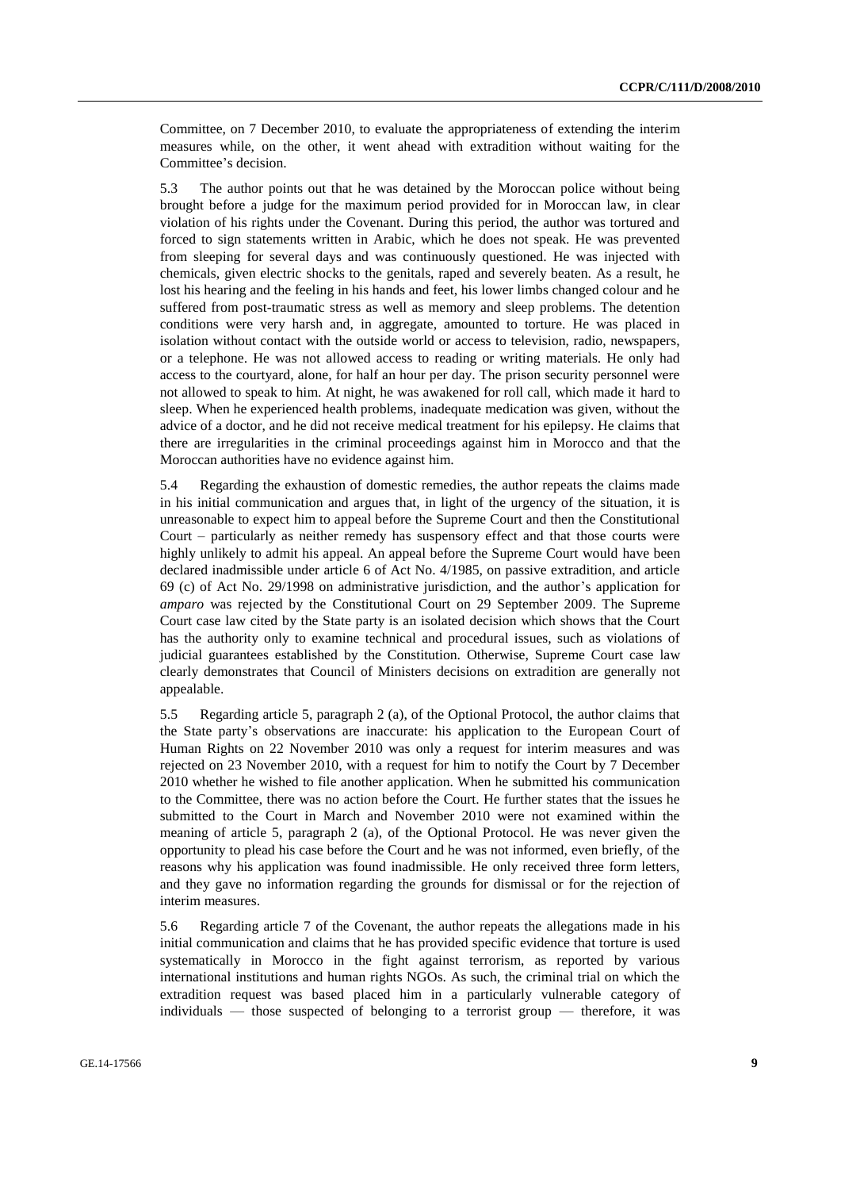Committee, on 7 December 2010, to evaluate the appropriateness of extending the interim measures while, on the other, it went ahead with extradition without waiting for the Committee's decision.

5.3 The author points out that he was detained by the Moroccan police without being brought before a judge for the maximum period provided for in Moroccan law, in clear violation of his rights under the Covenant. During this period, the author was tortured and forced to sign statements written in Arabic, which he does not speak. He was prevented from sleeping for several days and was continuously questioned. He was injected with chemicals, given electric shocks to the genitals, raped and severely beaten. As a result, he lost his hearing and the feeling in his hands and feet, his lower limbs changed colour and he suffered from post-traumatic stress as well as memory and sleep problems. The detention conditions were very harsh and, in aggregate, amounted to torture. He was placed in isolation without contact with the outside world or access to television, radio, newspapers, or a telephone. He was not allowed access to reading or writing materials. He only had access to the courtyard, alone, for half an hour per day. The prison security personnel were not allowed to speak to him. At night, he was awakened for roll call, which made it hard to sleep. When he experienced health problems, inadequate medication was given, without the advice of a doctor, and he did not receive medical treatment for his epilepsy. He claims that there are irregularities in the criminal proceedings against him in Morocco and that the Moroccan authorities have no evidence against him.

5.4 Regarding the exhaustion of domestic remedies, the author repeats the claims made in his initial communication and argues that, in light of the urgency of the situation, it is unreasonable to expect him to appeal before the Supreme Court and then the Constitutional Court – particularly as neither remedy has suspensory effect and that those courts were highly unlikely to admit his appeal. An appeal before the Supreme Court would have been declared inadmissible under article 6 of Act No. 4/1985, on passive extradition, and article 69 (c) of Act No. 29/1998 on administrative jurisdiction, and the author's application for *amparo* was rejected by the Constitutional Court on 29 September 2009. The Supreme Court case law cited by the State party is an isolated decision which shows that the Court has the authority only to examine technical and procedural issues, such as violations of judicial guarantees established by the Constitution. Otherwise, Supreme Court case law clearly demonstrates that Council of Ministers decisions on extradition are generally not appealable.

5.5 Regarding article 5, paragraph 2 (a), of the Optional Protocol, the author claims that the State party's observations are inaccurate: his application to the European Court of Human Rights on 22 November 2010 was only a request for interim measures and was rejected on 23 November 2010, with a request for him to notify the Court by 7 December 2010 whether he wished to file another application. When he submitted his communication to the Committee, there was no action before the Court. He further states that the issues he submitted to the Court in March and November 2010 were not examined within the meaning of article 5, paragraph 2 (a), of the Optional Protocol. He was never given the opportunity to plead his case before the Court and he was not informed, even briefly, of the reasons why his application was found inadmissible. He only received three form letters, and they gave no information regarding the grounds for dismissal or for the rejection of interim measures.

5.6 Regarding article 7 of the Covenant, the author repeats the allegations made in his initial communication and claims that he has provided specific evidence that torture is used systematically in Morocco in the fight against terrorism, as reported by various international institutions and human rights NGOs. As such, the criminal trial on which the extradition request was based placed him in a particularly vulnerable category of individuals — those suspected of belonging to a terrorist group — therefore, it was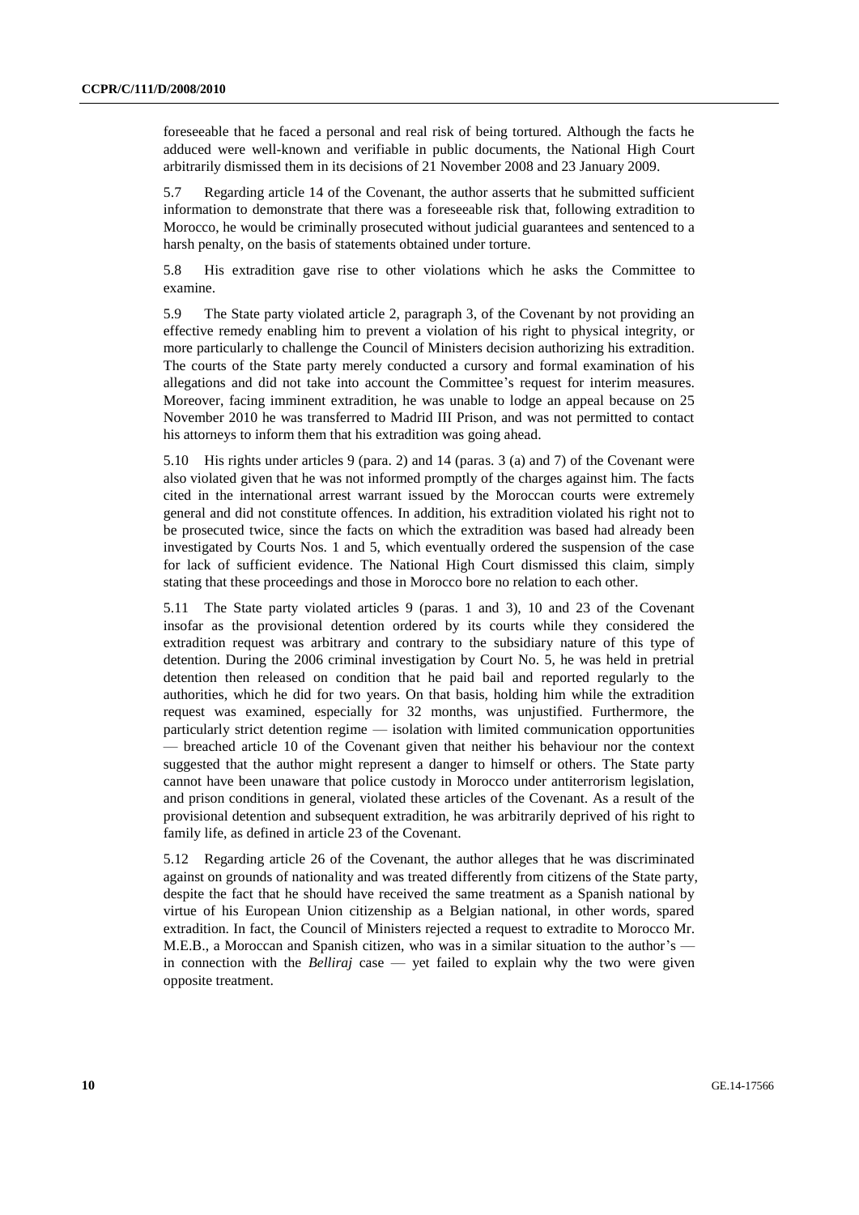foreseeable that he faced a personal and real risk of being tortured. Although the facts he adduced were well-known and verifiable in public documents, the National High Court arbitrarily dismissed them in its decisions of 21 November 2008 and 23 January 2009.

5.7 Regarding article 14 of the Covenant, the author asserts that he submitted sufficient information to demonstrate that there was a foreseeable risk that, following extradition to Morocco, he would be criminally prosecuted without judicial guarantees and sentenced to a harsh penalty, on the basis of statements obtained under torture.

5.8 His extradition gave rise to other violations which he asks the Committee to examine.

5.9 The State party violated article 2, paragraph 3, of the Covenant by not providing an effective remedy enabling him to prevent a violation of his right to physical integrity, or more particularly to challenge the Council of Ministers decision authorizing his extradition. The courts of the State party merely conducted a cursory and formal examination of his allegations and did not take into account the Committee's request for interim measures. Moreover, facing imminent extradition, he was unable to lodge an appeal because on 25 November 2010 he was transferred to Madrid III Prison, and was not permitted to contact his attorneys to inform them that his extradition was going ahead.

5.10 His rights under articles 9 (para. 2) and 14 (paras. 3 (a) and 7) of the Covenant were also violated given that he was not informed promptly of the charges against him. The facts cited in the international arrest warrant issued by the Moroccan courts were extremely general and did not constitute offences. In addition, his extradition violated his right not to be prosecuted twice, since the facts on which the extradition was based had already been investigated by Courts Nos. 1 and 5, which eventually ordered the suspension of the case for lack of sufficient evidence. The National High Court dismissed this claim, simply stating that these proceedings and those in Morocco bore no relation to each other.

5.11 The State party violated articles 9 (paras. 1 and 3), 10 and 23 of the Covenant insofar as the provisional detention ordered by its courts while they considered the extradition request was arbitrary and contrary to the subsidiary nature of this type of detention. During the 2006 criminal investigation by Court No. 5, he was held in pretrial detention then released on condition that he paid bail and reported regularly to the authorities, which he did for two years. On that basis, holding him while the extradition request was examined, especially for 32 months, was unjustified. Furthermore, the particularly strict detention regime — isolation with limited communication opportunities — breached article 10 of the Covenant given that neither his behaviour nor the context suggested that the author might represent a danger to himself or others. The State party cannot have been unaware that police custody in Morocco under antiterrorism legislation, and prison conditions in general, violated these articles of the Covenant. As a result of the provisional detention and subsequent extradition, he was arbitrarily deprived of his right to family life, as defined in article 23 of the Covenant.

5.12 Regarding article 26 of the Covenant, the author alleges that he was discriminated against on grounds of nationality and was treated differently from citizens of the State party, despite the fact that he should have received the same treatment as a Spanish national by virtue of his European Union citizenship as a Belgian national, in other words, spared extradition. In fact, the Council of Ministers rejected a request to extradite to Morocco Mr. M.E.B., a Moroccan and Spanish citizen, who was in a similar situation to the author's — in connection with the *Belliraj* case — yet failed to explain why the two were given opposite treatment.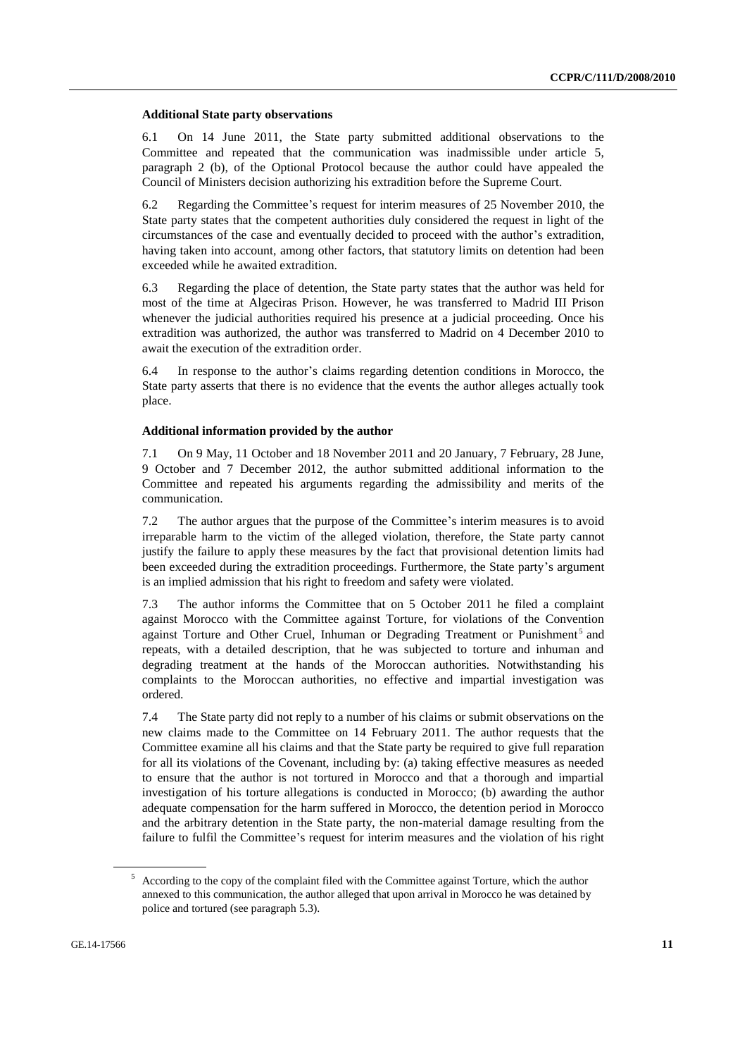### Additional State party observations

6.1 On 14 June 2011, the State party submitted additional observations to the Committee and repeated that the communication was inadmissible under article 5, paragraph 2 (b), of the Optional Protocol because the author could have appealed the Council of Ministers decision authorizing his extradition before the Supreme Court.

6.2 Regarding the Committee's request for interim measures of 25 November 2010, the State party states that the competent authorities duly considered the request in light of the circumstances of the case and eventually decided to proceed with the author's extradition, having taken into account, among other factors, that statutory limits on detention had been exceeded while he awaited extradition.

6.3 Regarding the place of detention, the State party states that the author was held for most of the time at Algeciras Prison. However, he was transferred to Madrid III Prison whenever the judicial authorities required his presence at a judicial proceeding. Once his extradition was authorized, the author was transferred to Madrid on 4 December 2010 to await the execution of the extradition order.

6.4 In response to the author's claims regarding detention conditions in Morocco, the State party asserts that there is no evidence that the events the author alleges actually took place.

### Additional information provided by the author

7.1 On 9 May, 11 October and 18 November 2011 and 20 January, 7 February, 28 June, 9 October and 7 December 2012, the author submitted additional information to the Committee and repeated his arguments regarding the admissibility and merits of the communication.

7.2 The author argues that the purpose of the Committee's interim measures is to avoid irreparable harm to the victim of the alleged violation, therefore, the State party cannot justify the failure to apply these measures by the fact that provisional detention limits had been exceeded during the extradition proceedings. Furthermore, the State party's argument is an implied admission that his right to freedom and safety were violated.

7.3 The author informs the Committee that on 5 October 2011 he filed a complaint against Morocco with the Committee against Torture, for violations of the Convention against Torture and Other Cruel, Inhuman or Degrading Treatment or Punishment[5] and repeats, with a detailed description, that he was subjected to torture and inhuman and degrading treatment at the hands of the Moroccan authorities. Notwithstanding his complaints to the Moroccan authorities, no effective and impartial investigation was ordered.

7.4 The State party did not reply to a number of his claims or submit observations on the new claims made to the Committee on 14 February 2011. The author requests that the Committee examine all his claims and that the State party be required to give full reparation for all its violations of the Covenant, including by: (a) taking effective measures as needed to ensure that the author is not tortured in Morocco and that a thorough and impartial investigation of his torture allegations is conducted in Morocco; (b) awarding the author adequate compensation for the harm suffered in Morocco, the detention period in Morocco and the arbitrary detention in the State party, the non-material damage resulting from the failure to fulfil the Committee's request for interim measures and the violation of his right

---

[5] According to the copy of the complaint filed with the Committee against Torture, which the author annexed to this communication, the author alleged that upon arrival in Morocco he was detained by police and tortured (see paragraph 5.3).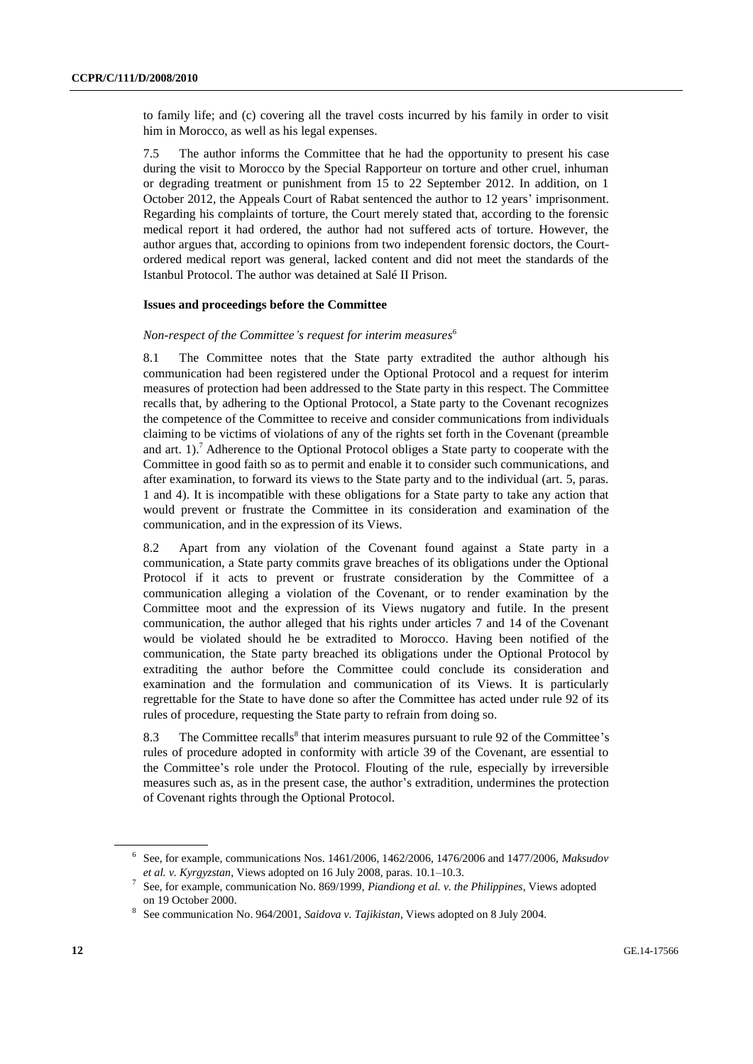to family life; and (c) covering all the travel costs incurred by his family in order to visit him in Morocco, as well as his legal expenses.

7.5 The author informs the Committee that he had the opportunity to present his case during the visit to Morocco by the Special Rapporteur on torture and other cruel, inhuman or degrading treatment or punishment from 15 to 22 September 2012. In addition, on 1 October 2012, the Appeals Court of Rabat sentenced the author to 12 years' imprisonment. Regarding his complaints of torture, the Court merely stated that, according to the forensic medical report it had ordered, the author had not suffered acts of torture. However, the author argues that, according to opinions from two independent forensic doctors, the Court-ordered medical report was general, lacked content and did not meet the standards of the Istanbul Protocol. The author was detained at Salé II Prison.

### Issues and proceedings before the Committee

*Non-respect of the Committee's request for interim measures*[6]

8.1 The Committee notes that the State party extradited the author although his communication had been registered under the Optional Protocol and a request for interim measures of protection had been addressed to the State party in this respect. The Committee recalls that, by adhering to the Optional Protocol, a State party to the Covenant recognizes the competence of the Committee to receive and consider communications from individuals claiming to be victims of violations of any of the rights set forth in the Covenant (preamble and art. 1).[7] Adherence to the Optional Protocol obliges a State party to cooperate with the Committee in good faith so as to permit and enable it to consider such communications, and after examination, to forward its views to the State party and to the individual (art. 5, paras. 1 and 4). It is incompatible with these obligations for a State party to take any action that would prevent or frustrate the Committee in its consideration and examination of the communication, and in the expression of its Views.

8.2 Apart from any violation of the Covenant found against a State party in a communication, a State party commits grave breaches of its obligations under the Optional Protocol if it acts to prevent or frustrate consideration by the Committee of a communication alleging a violation of the Covenant, or to render examination by the Committee moot and the expression of its Views nugatory and futile. In the present communication, the author alleged that his rights under articles 7 and 14 of the Covenant would be violated should he be extradited to Morocco. Having been notified of the communication, the State party breached its obligations under the Optional Protocol by extraditing the author before the Committee could conclude its consideration and examination and the formulation and communication of its Views. It is particularly regrettable for the State to have done so after the Committee has acted under rule 92 of its rules of procedure, requesting the State party to refrain from doing so.

8.3 The Committee recalls[8] that interim measures pursuant to rule 92 of the Committee's rules of procedure adopted in conformity with article 39 of the Covenant, are essential to the Committee's role under the Protocol. Flouting of the rule, especially by irreversible measures such as, as in the present case, the author's extradition, undermines the protection of Covenant rights through the Optional Protocol.

---

[6] See, for example, communications Nos. 1461/2006, 1462/2006, 1476/2006 and 1477/2006, *Maksudov et al. v. Kyrgyzstan*, Views adopted on 16 July 2008, paras. 10.1–10.3.

[7] See, for example, communication No. 869/1999, *Piandiong et al. v. the Philippines*, Views adopted on 19 October 2000.

[8] See communication No. 964/2001, *Saidova v. Tajikistan*, Views adopted on 8 July 2004.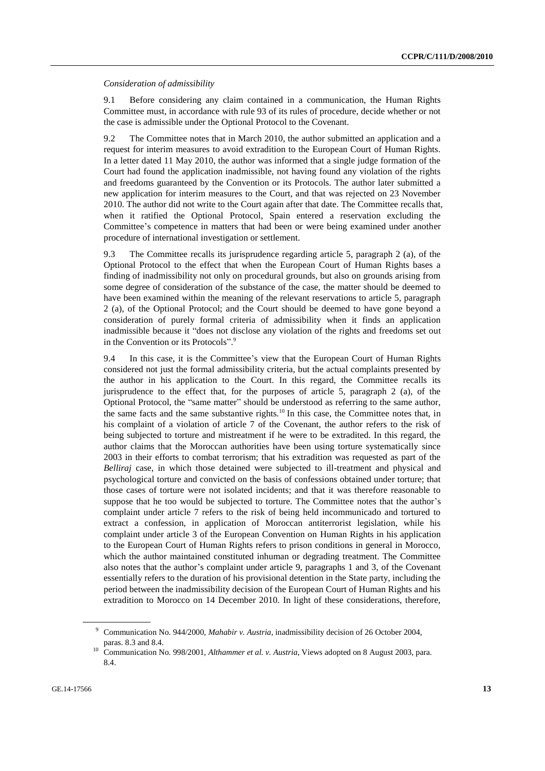*Consideration of admissibility*

9.1 Before considering any claim contained in a communication, the Human Rights Committee must, in accordance with rule 93 of its rules of procedure, decide whether or not the case is admissible under the Optional Protocol to the Covenant.

9.2 The Committee notes that in March 2010, the author submitted an application and a request for interim measures to avoid extradition to the European Court of Human Rights. In a letter dated 11 May 2010, the author was informed that a single judge formation of the Court had found the application inadmissible, not having found any violation of the rights and freedoms guaranteed by the Convention or its Protocols. The author later submitted a new application for interim measures to the Court, and that was rejected on 23 November 2010. The author did not write to the Court again after that date. The Committee recalls that, when it ratified the Optional Protocol, Spain entered a reservation excluding the Committee's competence in matters that had been or were being examined under another procedure of international investigation or settlement.

9.3 The Committee recalls its jurisprudence regarding article 5, paragraph 2 (a), of the Optional Protocol to the effect that when the European Court of Human Rights bases a finding of inadmissibility not only on procedural grounds, but also on grounds arising from some degree of consideration of the substance of the case, the matter should be deemed to have been examined within the meaning of the relevant reservations to article 5, paragraph 2 (a), of the Optional Protocol; and the Court should be deemed to have gone beyond a consideration of purely formal criteria of admissibility when it finds an application inadmissible because it "does not disclose any violation of the rights and freedoms set out in the Convention or its Protocols".[9]

9.4 In this case, it is the Committee's view that the European Court of Human Rights considered not just the formal admissibility criteria, but the actual complaints presented by the author in his application to the Court. In this regard, the Committee recalls its jurisprudence to the effect that, for the purposes of article 5, paragraph 2 (a), of the Optional Protocol, the "same matter" should be understood as referring to the same author, the same facts and the same substantive rights.[10] In this case, the Committee notes that, in his complaint of a violation of article 7 of the Covenant, the author refers to the risk of being subjected to torture and mistreatment if he were to be extradited. In this regard, the author claims that the Moroccan authorities have been using torture systematically since 2003 in their efforts to combat terrorism; that his extradition was requested as part of the *Belliraj* case, in which those detained were subjected to ill-treatment and physical and psychological torture and convicted on the basis of confessions obtained under torture; that those cases of torture were not isolated incidents; and that it was therefore reasonable to suppose that he too would be subjected to torture. The Committee notes that the author's complaint under article 7 refers to the risk of being held incommunicado and tortured to extract a confession, in application of Moroccan antiterrorist legislation, while his complaint under article 3 of the European Convention on Human Rights in his application to the European Court of Human Rights refers to prison conditions in general in Morocco, which the author maintained constituted inhuman or degrading treatment. The Committee also notes that the author's complaint under article 9, paragraphs 1 and 3, of the Covenant essentially refers to the duration of his provisional detention in the State party, including the period between the inadmissibility decision of the European Court of Human Rights and his extradition to Morocco on 14 December 2010. In light of these considerations, therefore,

---

[9] Communication No. 944/2000, *Mahabir v. Austria*, inadmissibility decision of 26 October 2004, paras. 8.3 and 8.4.

[10] Communication No. 998/2001, *Althammer et al. v. Austria*, Views adopted on 8 August 2003, para. 8.4.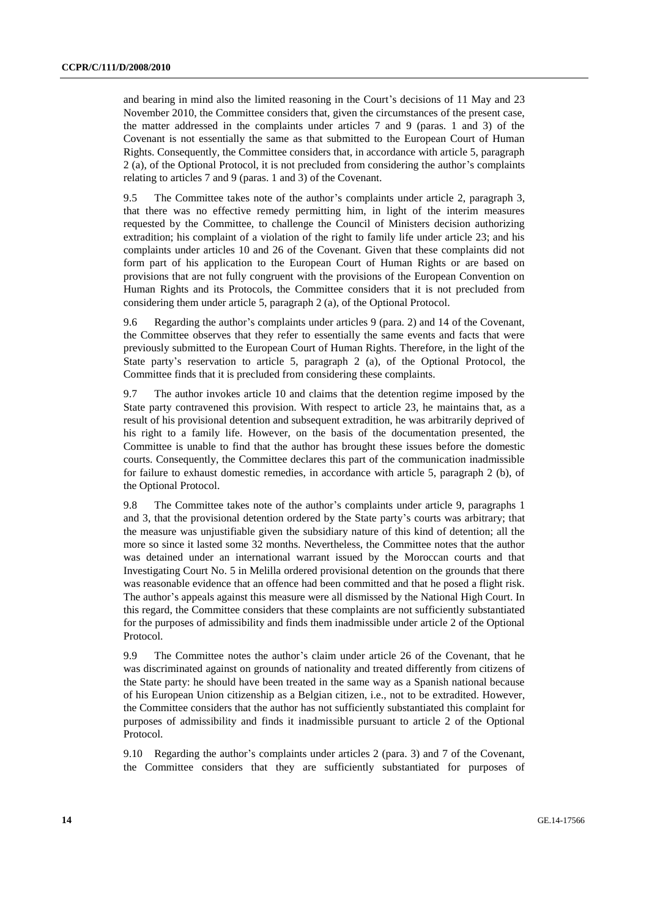and bearing in mind also the limited reasoning in the Court's decisions of 11 May and 23 November 2010, the Committee considers that, given the circumstances of the present case, the matter addressed in the complaints under articles 7 and 9 (paras. 1 and 3) of the Covenant is not essentially the same as that submitted to the European Court of Human Rights. Consequently, the Committee considers that, in accordance with article 5, paragraph 2 (a), of the Optional Protocol, it is not precluded from considering the author's complaints relating to articles 7 and 9 (paras. 1 and 3) of the Covenant.

9.5 The Committee takes note of the author's complaints under article 2, paragraph 3, that there was no effective remedy permitting him, in light of the interim measures requested by the Committee, to challenge the Council of Ministers decision authorizing extradition; his complaint of a violation of the right to family life under article 23; and his complaints under articles 10 and 26 of the Covenant. Given that these complaints did not form part of his application to the European Court of Human Rights or are based on provisions that are not fully congruent with the provisions of the European Convention on Human Rights and its Protocols, the Committee considers that it is not precluded from considering them under article 5, paragraph 2 (a), of the Optional Protocol.

9.6 Regarding the author's complaints under articles 9 (para. 2) and 14 of the Covenant, the Committee observes that they refer to essentially the same events and facts that were previously submitted to the European Court of Human Rights. Therefore, in the light of the State party's reservation to article 5, paragraph 2 (a), of the Optional Protocol, the Committee finds that it is precluded from considering these complaints.

9.7 The author invokes article 10 and claims that the detention regime imposed by the State party contravened this provision. With respect to article 23, he maintains that, as a result of his provisional detention and subsequent extradition, he was arbitrarily deprived of his right to a family life. However, on the basis of the documentation presented, the Committee is unable to find that the author has brought these issues before the domestic courts. Consequently, the Committee declares this part of the communication inadmissible for failure to exhaust domestic remedies, in accordance with article 5, paragraph 2 (b), of the Optional Protocol.

9.8 The Committee takes note of the author's complaints under article 9, paragraphs 1 and 3, that the provisional detention ordered by the State party's courts was arbitrary; that the measure was unjustifiable given the subsidiary nature of this kind of detention; all the more so since it lasted some 32 months. Nevertheless, the Committee notes that the author was detained under an international warrant issued by the Moroccan courts and that Investigating Court No. 5 in Melilla ordered provisional detention on the grounds that there was reasonable evidence that an offence had been committed and that he posed a flight risk. The author's appeals against this measure were all dismissed by the National High Court. In this regard, the Committee considers that these complaints are not sufficiently substantiated for the purposes of admissibility and finds them inadmissible under article 2 of the Optional Protocol.

9.9 The Committee notes the author's claim under article 26 of the Covenant, that he was discriminated against on grounds of nationality and treated differently from citizens of the State party: he should have been treated in the same way as a Spanish national because of his European Union citizenship as a Belgian citizen, i.e., not to be extradited. However, the Committee considers that the author has not sufficiently substantiated this complaint for purposes of admissibility and finds it inadmissible pursuant to article 2 of the Optional Protocol.

9.10 Regarding the author's complaints under articles 2 (para. 3) and 7 of the Covenant, the Committee considers that they are sufficiently substantiated for purposes of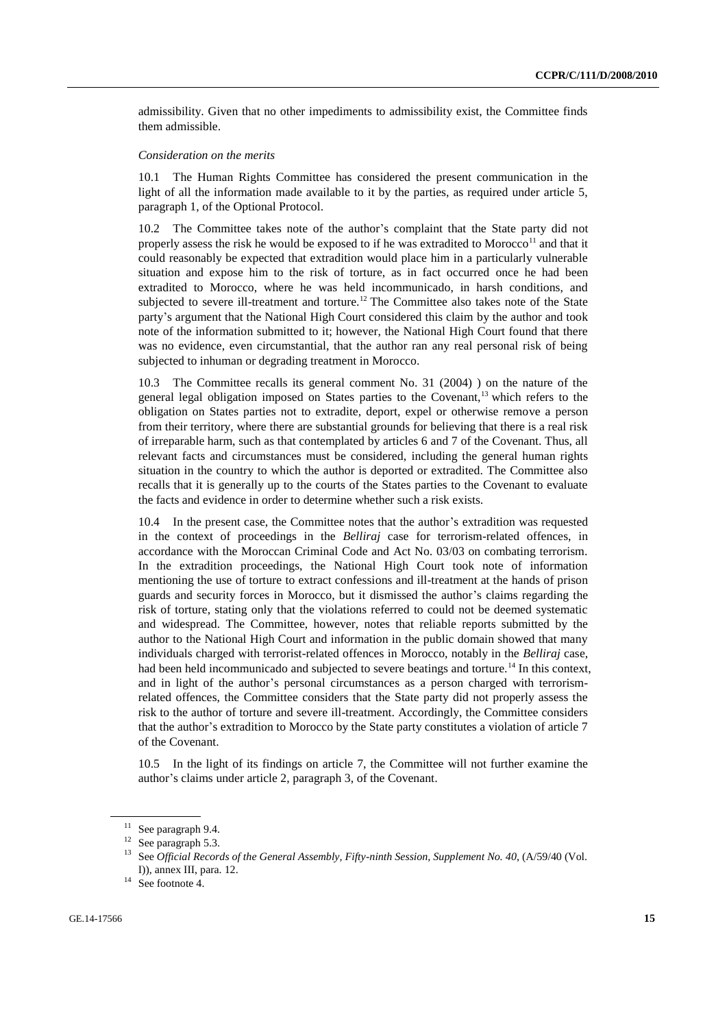admissibility. Given that no other impediments to admissibility exist, the Committee finds them admissible.

*Consideration on the merits*

10.1 The Human Rights Committee has considered the present communication in the light of all the information made available to it by the parties, as required under article 5, paragraph 1, of the Optional Protocol.

10.2 The Committee takes note of the author's complaint that the State party did not properly assess the risk he would be exposed to if he was extradited to Morocco[11] and that it could reasonably be expected that extradition would place him in a particularly vulnerable situation and expose him to the risk of torture, as in fact occurred once he had been extradited to Morocco, where he was held incommunicado, in harsh conditions, and subjected to severe ill-treatment and torture.[12] The Committee also takes note of the State party's argument that the National High Court considered this claim by the author and took note of the information submitted to it; however, the National High Court found that there was no evidence, even circumstantial, that the author ran any real personal risk of being subjected to inhuman or degrading treatment in Morocco.

10.3 The Committee recalls its general comment No. 31 (2004) ) on the nature of the general legal obligation imposed on States parties to the Covenant,[13] which refers to the obligation on States parties not to extradite, deport, expel or otherwise remove a person from their territory, where there are substantial grounds for believing that there is a real risk of irreparable harm, such as that contemplated by articles 6 and 7 of the Covenant. Thus, all relevant facts and circumstances must be considered, including the general human rights situation in the country to which the author is deported or extradited. The Committee also recalls that it is generally up to the courts of the States parties to the Covenant to evaluate the facts and evidence in order to determine whether such a risk exists.

10.4 In the present case, the Committee notes that the author's extradition was requested in the context of proceedings in the *Belliraj* case for terrorism-related offences, in accordance with the Moroccan Criminal Code and Act No. 03/03 on combating terrorism. In the extradition proceedings, the National High Court took note of information mentioning the use of torture to extract confessions and ill-treatment at the hands of prison guards and security forces in Morocco, but it dismissed the author's claims regarding the risk of torture, stating only that the violations referred to could not be deemed systematic and widespread. The Committee, however, notes that reliable reports submitted by the author to the National High Court and information in the public domain showed that many individuals charged with terrorist-related offences in Morocco, notably in the *Belliraj* case, had been held incommunicado and subjected to severe beatings and torture.[14] In this context, and in light of the author's personal circumstances as a person charged with terrorism-related offences, the Committee considers that the State party did not properly assess the risk to the author of torture and severe ill-treatment. Accordingly, the Committee considers that the author's extradition to Morocco by the State party constitutes a violation of article 7 of the Covenant.

10.5 In the light of its findings on article 7, the Committee will not further examine the author's claims under article 2, paragraph 3, of the Covenant.

---

[11] See paragraph 9.4.

[12] See paragraph 5.3.

[13] See *Official Records of the General Assembly, Fifty-ninth Session, Supplement No. 40*, (A/59/40 (Vol. I)), annex III, para. 12.

[14] See footnote 4.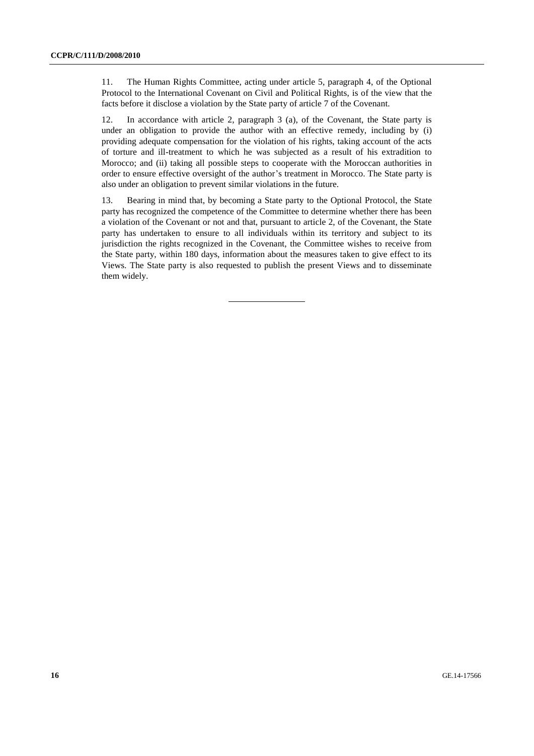11. The Human Rights Committee, acting under article 5, paragraph 4, of the Optional Protocol to the International Covenant on Civil and Political Rights, is of the view that the facts before it disclose a violation by the State party of article 7 of the Covenant.

12. In accordance with article 2, paragraph 3 (a), of the Covenant, the State party is under an obligation to provide the author with an effective remedy, including by (i) providing adequate compensation for the violation of his rights, taking account of the acts of torture and ill-treatment to which he was subjected as a result of his extradition to Morocco; and (ii) taking all possible steps to cooperate with the Moroccan authorities in order to ensure effective oversight of the author's treatment in Morocco. The State party is also under an obligation to prevent similar violations in the future.

13. Bearing in mind that, by becoming a State party to the Optional Protocol, the State party has recognized the competence of the Committee to determine whether there has been a violation of the Covenant or not and that, pursuant to article 2, of the Covenant, the State party has undertaken to ensure to all individuals within its territory and subject to its jurisdiction the rights recognized in the Covenant, the Committee wishes to receive from the State party, within 180 days, information about the measures taken to give effect to its Views. The State party is also requested to publish the present Views and to disseminate them widely.